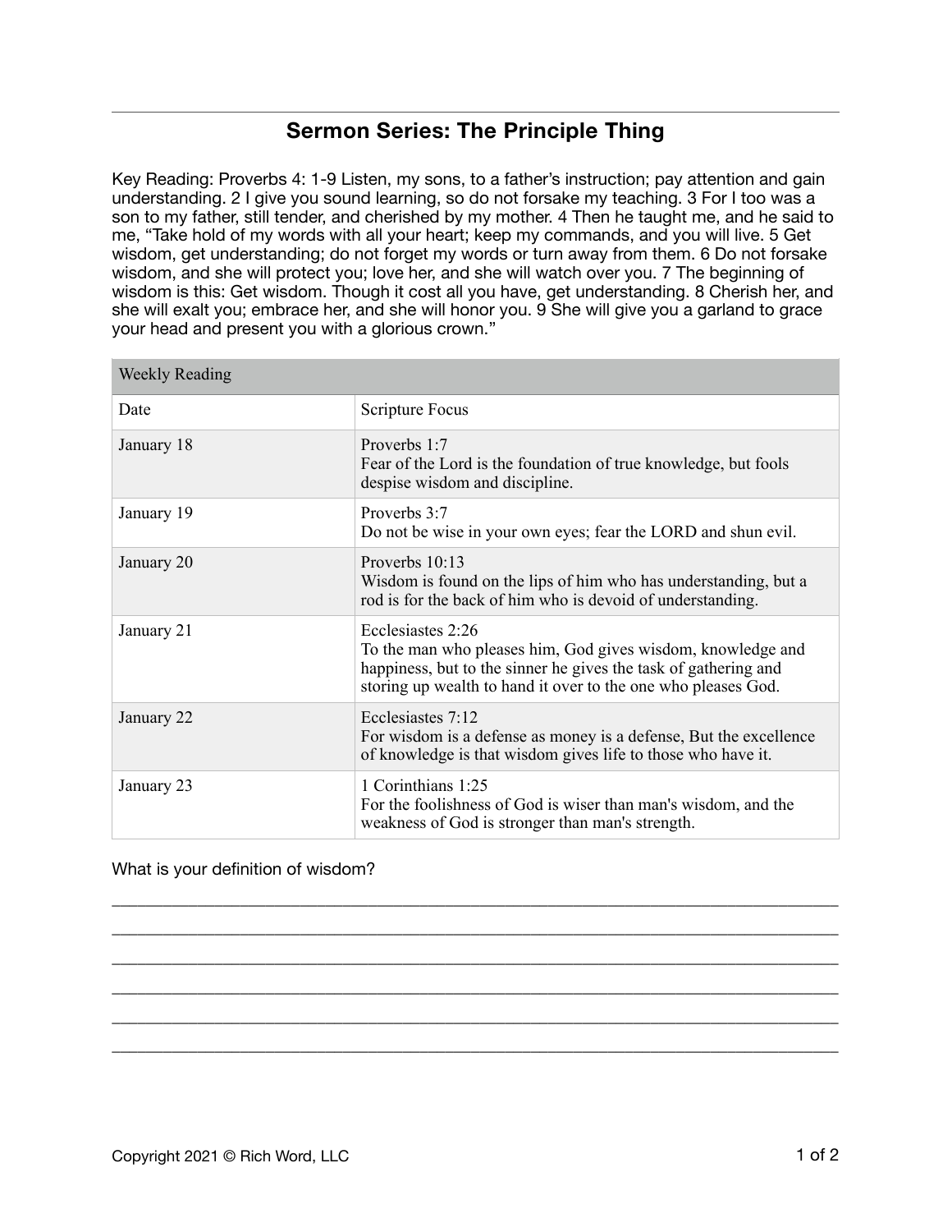# Sermon Series: The Principle Thing

Key Reading: Proverbs 4: 1-9 Listen, my sons, to a father's instruction; pay attention and gain understanding. 2 I give you sound learning, so do not forsake my teaching. 3 For I too was a son to my father, still tender, and cherished by my mother. 4 Then he taught me, and he said to me, "Take hold of my words with all your heart; keep my commands, and you will live. 5 Get wisdom, get understanding; do not forget my words or turn away from them. 6 Do not forsake wisdom, and she will protect you; love her, and she will watch over you. 7 The beginning of wisdom is this: Get wisdom. Though it cost all you have, get understanding. 8 Cherish her, and she will exalt you; embrace her, and she will honor you. 9 She will give you a garland to grace your head and present you with a glorious crown."

| Weekly Reading | |
|---|---|
| Date | Scripture Focus |
| January 18 | Proverbs 1:7<br>Fear of the Lord is the foundation of true knowledge, but fools despise wisdom and discipline. |
| January 19 | Proverbs 3:7<br>Do not be wise in your own eyes; fear the LORD and shun evil. |
| January 20 | Proverbs 10:13<br>Wisdom is found on the lips of him who has understanding, but a rod is for the back of him who is devoid of understanding. |
| January 21 | Ecclesiastes 2:26<br>To the man who pleases him, God gives wisdom, knowledge and happiness, but to the sinner he gives the task of gathering and storing up wealth to hand it over to the one who pleases God. |
| January 22 | Ecclesiastes 7:12<br>For wisdom is a defense as money is a defense, But the excellence of knowledge is that wisdom gives life to those who have it. |
| January 23 | 1 Corinthians 1:25<br>For the foolishness of God is wiser than man's wisdom, and the weakness of God is stronger than man's strength. |

What is your definition of wisdom?

______________________________________________________________________________

______________________________________________________________________________

______________________________________________________________________________

______________________________________________________________________________

______________________________________________________________________________

______________________________________________________________________________

Copyright 2021 © Rich Word, LLC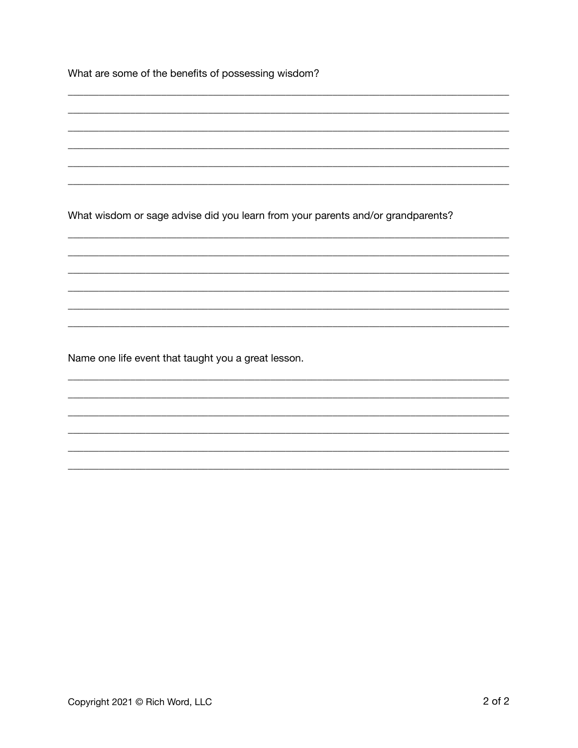What are some of the benefits of possessing wisdom?

______________________________________________________________________________

______________________________________________________________________________

______________________________________________________________________________

______________________________________________________________________________

______________________________________________________________________________

______________________________________________________________________________

What wisdom or sage advise did you learn from your parents and/or grandparents?

______________________________________________________________________________

______________________________________________________________________________

______________________________________________________________________________

______________________________________________________________________________

______________________________________________________________________________

______________________________________________________________________________

Name one life event that taught you a great lesson.

______________________________________________________________________________

______________________________________________________________________________

______________________________________________________________________________

______________________________________________________________________________

______________________________________________________________________________

______________________________________________________________________________

Copyright 2021 © Rich Word, LLC